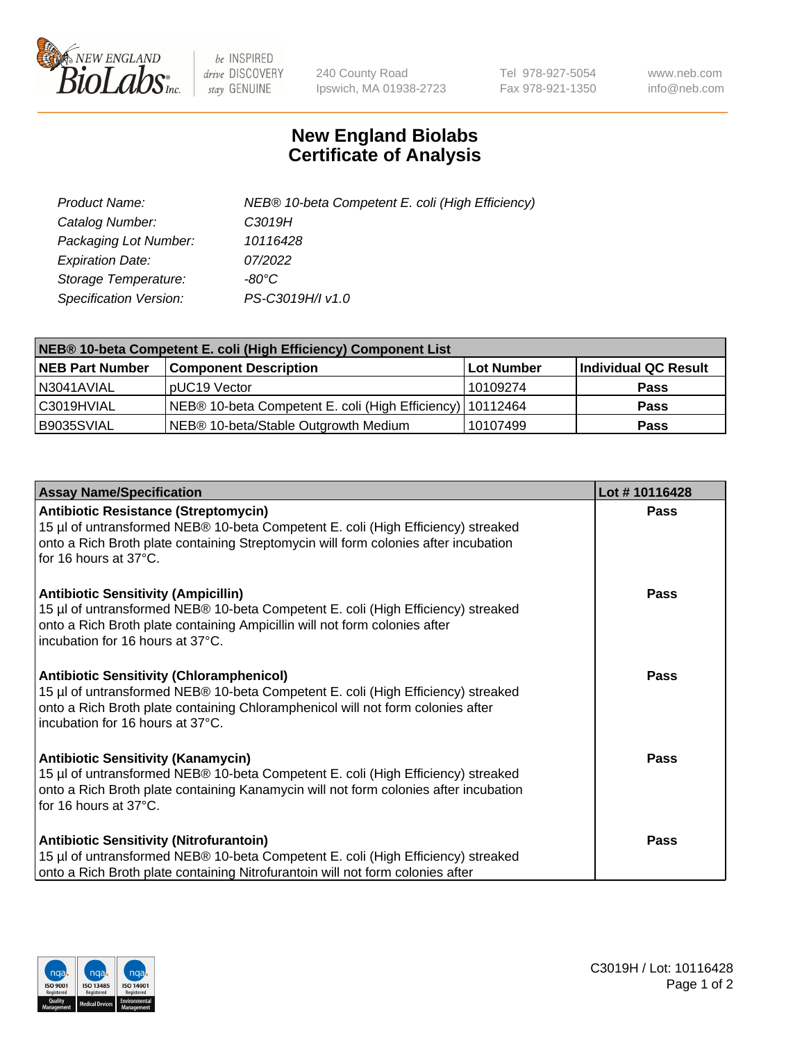New England BioLabs Inc. — be INSPIRED drive DISCOVERY stay GENUINE

240 County Road
Ipswich, MA 01938-2723

Tel 978-927-5054
Fax 978-921-1350

www.neb.com
info@neb.com

# New England Biolabs
# Certificate of Analysis

| | |
|---|---|
| *Product Name:* | *NEB® 10-beta Competent E. coli (High Efficiency)* |
| *Catalog Number:* | *C3019H* |
| *Packaging Lot Number:* | *10116428* |
| *Expiration Date:* | *07/2022* |
| *Storage Temperature:* | *-80°C* |
| *Specification Version:* | *PS-C3019H/I v1.0* |

| NEB® 10-beta Competent E. coli (High Efficiency) Component List | | | |
|---|---|---|---|
| **NEB Part Number** | **Component Description** | **Lot Number** | **Individual QC Result** |
| N3041AVIAL | pUC19 Vector | 10109274 | **Pass** |
| C3019HVIAL | NEB® 10-beta Competent E. coli (High Efficiency) | 10112464 | **Pass** |
| B9035SVIAL | NEB® 10-beta/Stable Outgrowth Medium | 10107499 | **Pass** |

| Assay Name/Specification | Lot # 10116428 |
|---|---|
| **Antibiotic Resistance (Streptomycin)** 15 µl of untransformed NEB® 10-beta Competent E. coli (High Efficiency) streaked onto a Rich Broth plate containing Streptomycin will form colonies after incubation for 16 hours at 37°C. | **Pass** |
| **Antibiotic Sensitivity (Ampicillin)** 15 µl of untransformed NEB® 10-beta Competent E. coli (High Efficiency) streaked onto a Rich Broth plate containing Ampicillin will not form colonies after incubation for 16 hours at 37°C. | **Pass** |
| **Antibiotic Sensitivity (Chloramphenicol)** 15 µl of untransformed NEB® 10-beta Competent E. coli (High Efficiency) streaked onto a Rich Broth plate containing Chloramphenicol will not form colonies after incubation for 16 hours at 37°C. | **Pass** |
| **Antibiotic Sensitivity (Kanamycin)** 15 µl of untransformed NEB® 10-beta Competent E. coli (High Efficiency) streaked onto a Rich Broth plate containing Kanamycin will not form colonies after incubation for 16 hours at 37°C. | **Pass** |
| **Antibiotic Sensitivity (Nitrofurantoin)** 15 µl of untransformed NEB® 10-beta Competent E. coli (High Efficiency) streaked onto a Rich Broth plate containing Nitrofurantoin will not form colonies after | **Pass** |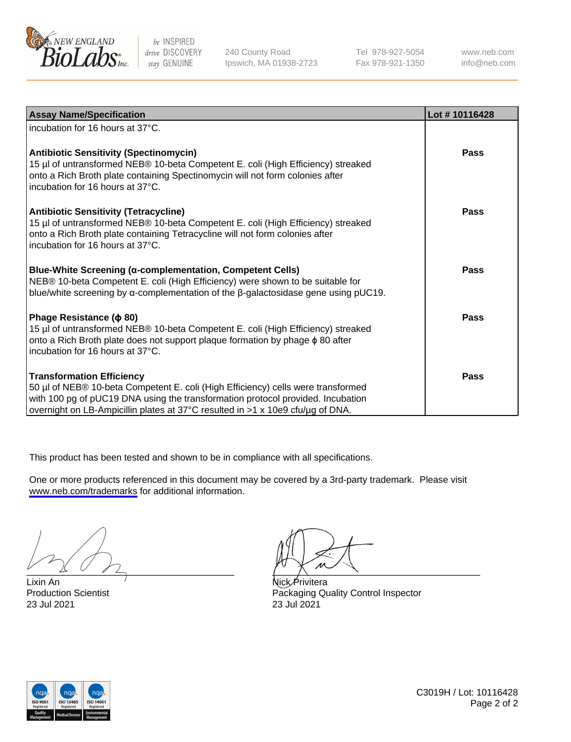| Assay Name/Specification | Lot # 10116428 |
|---|---|
| incubation for 16 hours at 37°C. | |
| **Antibiotic Sensitivity (Spectinomycin)**<br>15 µl of untransformed NEB® 10-beta Competent E. coli (High Efficiency) streaked onto a Rich Broth plate containing Spectinomycin will not form colonies after incubation for 16 hours at 37°C. | Pass |
| **Antibiotic Sensitivity (Tetracycline)**<br>15 µl of untransformed NEB® 10-beta Competent E. coli (High Efficiency) streaked onto a Rich Broth plate containing Tetracycline will not form colonies after incubation for 16 hours at 37°C. | Pass |
| **Blue-White Screening (α-complementation, Competent Cells)**<br>NEB® 10-beta Competent E. coli (High Efficiency) were shown to be suitable for blue/white screening by α-complementation of the β-galactosidase gene using pUC19. | Pass |
| **Phage Resistance (ϕ 80)**<br>15 µl of untransformed NEB® 10-beta Competent E. coli (High Efficiency) streaked onto a Rich Broth plate does not support plaque formation by phage ϕ 80 after incubation for 16 hours at 37°C. | Pass |
| **Transformation Efficiency**<br>50 µl of NEB® 10-beta Competent E. coli (High Efficiency) cells were transformed with 100 pg of pUC19 DNA using the transformation protocol provided. Incubation overnight on LB-Ampicillin plates at 37°C resulted in >1 x 10e9 cfu/µg of DNA. | Pass |

This product has been tested and shown to be in compliance with all specifications.

One or more products referenced in this document may be covered by a 3rd-party trademark. Please visit www.neb.com/trademarks for additional information.

Lixin An
Production Scientist
23 Jul 2021

Nick Privitera
Packaging Quality Control Inspector
23 Jul 2021

C3019H / Lot: 10116428